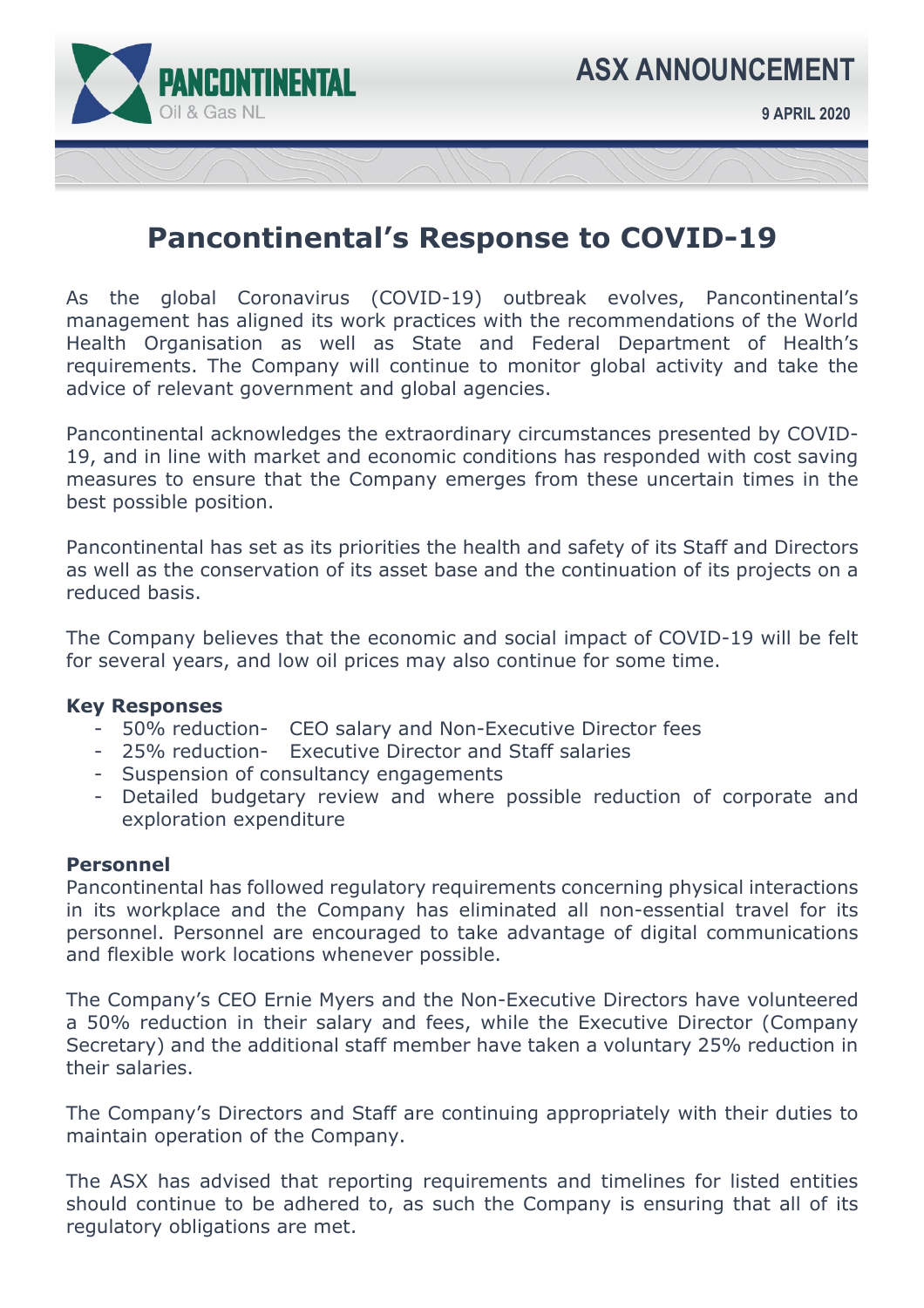**ASX ANNOUNCEMENT**

**9 APRIL 2020**

# Pancontinental's Response to COVID-19

As the global Coronavirus (COVID-19) outbreak evolves, Pancontinental's management has aligned its work practices with the recommendations of the World Health Organisation as well as State and Federal Department of Health's requirements. The Company will continue to monitor global activity and take the advice of relevant government and global agencies.

Pancontinental acknowledges the extraordinary circumstances presented by COVID-19, and in line with market and economic conditions has responded with cost saving measures to ensure that the Company emerges from these uncertain times in the best possible position.

Pancontinental has set as its priorities the health and safety of its Staff and Directors as well as the conservation of its asset base and the continuation of its projects on a reduced basis.

The Company believes that the economic and social impact of COVID-19 will be felt for several years, and low oil prices may also continue for some time.

**Key Responses**

- 50% reduction- CEO salary and Non-Executive Director fees
- 25% reduction- Executive Director and Staff salaries
- Suspension of consultancy engagements
- Detailed budgetary review and where possible reduction of corporate and exploration expenditure

**Personnel**

Pancontinental has followed regulatory requirements concerning physical interactions in its workplace and the Company has eliminated all non-essential travel for its personnel. Personnel are encouraged to take advantage of digital communications and flexible work locations whenever possible.

The Company's CEO Ernie Myers and the Non-Executive Directors have volunteered a 50% reduction in their salary and fees, while the Executive Director (Company Secretary) and the additional staff member have taken a voluntary 25% reduction in their salaries.

The Company's Directors and Staff are continuing appropriately with their duties to maintain operation of the Company.

The ASX has advised that reporting requirements and timelines for listed entities should continue to be adhered to, as such the Company is ensuring that all of its regulatory obligations are met.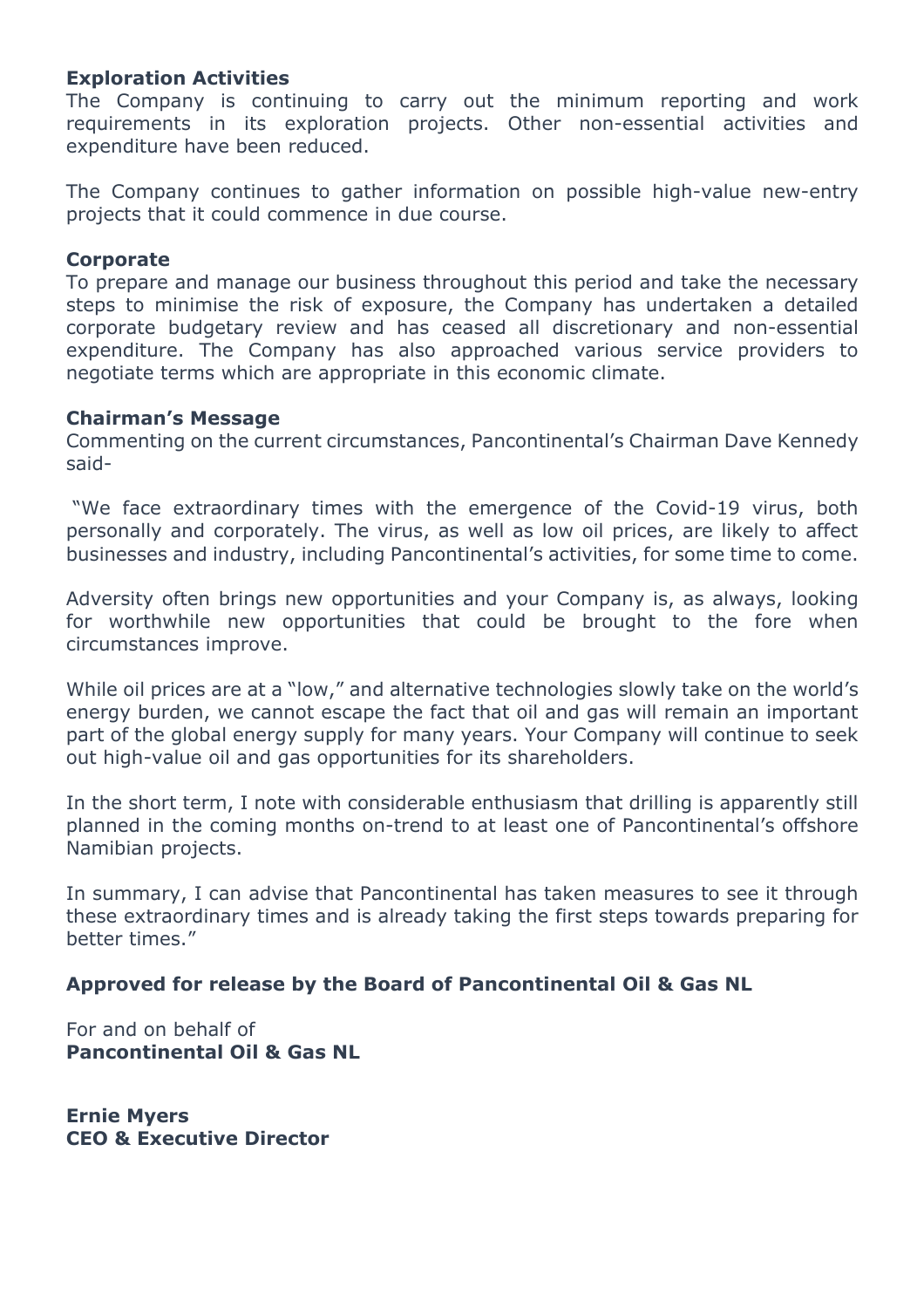**Exploration Activities**

The Company is continuing to carry out the minimum reporting and work requirements in its exploration projects. Other non-essential activities and expenditure have been reduced.

The Company continues to gather information on possible high-value new-entry projects that it could commence in due course.

**Corporate**

To prepare and manage our business throughout this period and take the necessary steps to minimise the risk of exposure, the Company has undertaken a detailed corporate budgetary review and has ceased all discretionary and non-essential expenditure. The Company has also approached various service providers to negotiate terms which are appropriate in this economic climate.

**Chairman's Message**

Commenting on the current circumstances, Pancontinental's Chairman Dave Kennedy said-

"We face extraordinary times with the emergence of the Covid-19 virus, both personally and corporately. The virus, as well as low oil prices, are likely to affect businesses and industry, including Pancontinental's activities, for some time to come.

Adversity often brings new opportunities and your Company is, as always, looking for worthwhile new opportunities that could be brought to the fore when circumstances improve.

While oil prices are at a "low," and alternative technologies slowly take on the world's energy burden, we cannot escape the fact that oil and gas will remain an important part of the global energy supply for many years. Your Company will continue to seek out high-value oil and gas opportunities for its shareholders.

In the short term, I note with considerable enthusiasm that drilling is apparently still planned in the coming months on-trend to at least one of Pancontinental's offshore Namibian projects.

In summary, I can advise that Pancontinental has taken measures to see it through these extraordinary times and is already taking the first steps towards preparing for better times."

**Approved for release by the Board of Pancontinental Oil & Gas NL**

For and on behalf of
**Pancontinental Oil & Gas NL**

**Ernie Myers**
**CEO & Executive Director**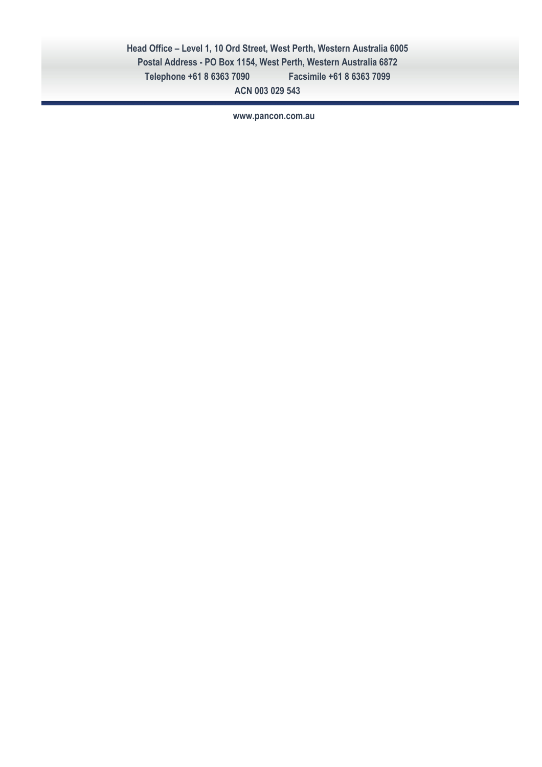Head Office – Level 1, 10 Ord Street, West Perth, Western Australia 6005

Postal Address - PO Box 1154, West Perth, Western Australia 6872

Telephone +61 8 6363 7090 Facsimile +61 8 6363 7099

ACN 003 029 543

www.pancon.com.au